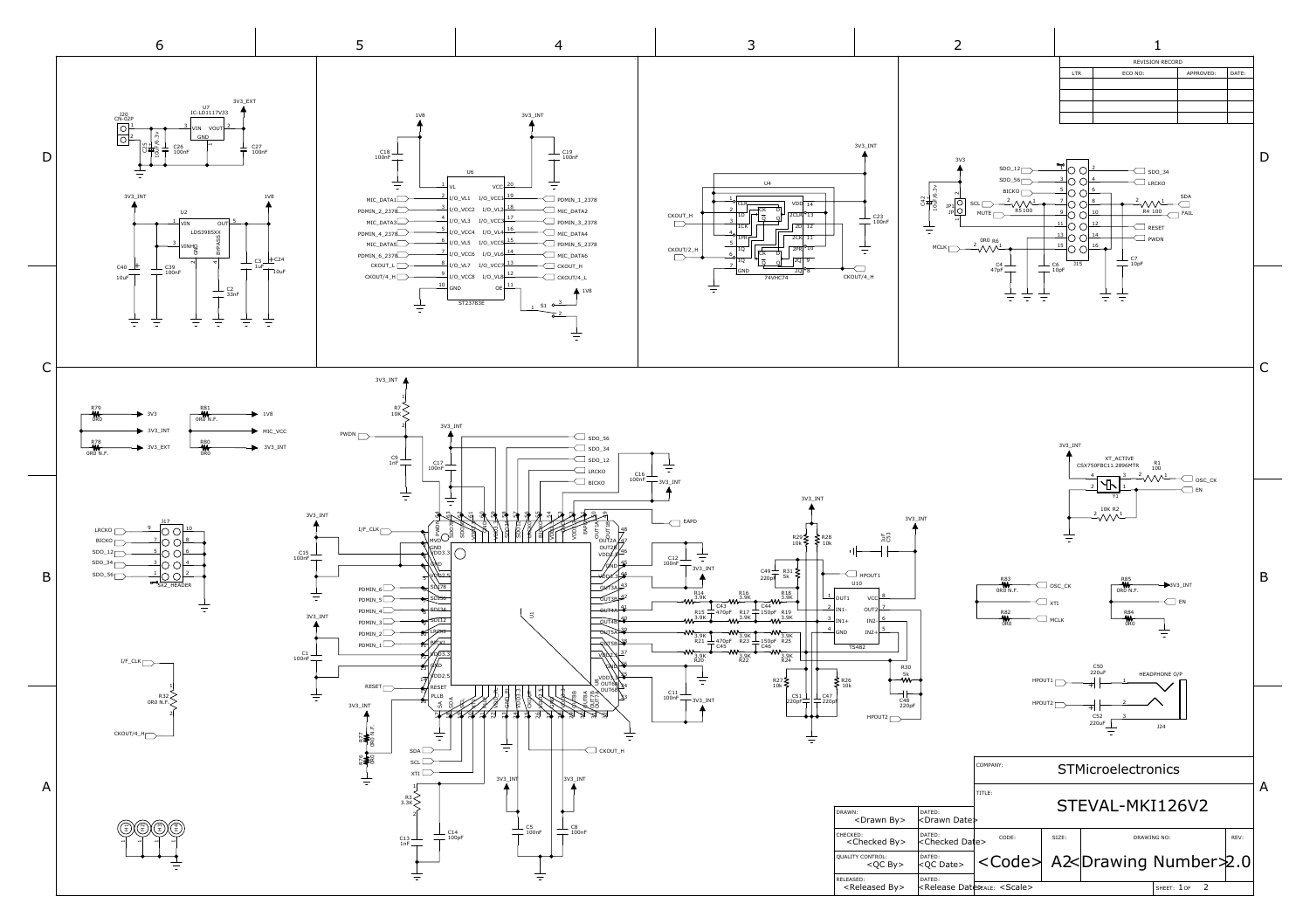| REVISION RECORD | | | |
|---|---|---|---|
| LTR | ECO NO: | APPROVED: | DATE: |
| | | | |
| | | | |
| | | | |
| | | | |

| | | | | | |
|---|---|---|---|---|---|
| DRAWN: <Drawn By> | DATED: <Drawn Date> | COMPANY: STMicroelectronics | | | |
| CHECKED: <Checked By> | DATED: <Checked Date> | TITLE: STEVAL-MKI126V2 | | | |
| QUALITY CONTROL: <QC By> | DATED: <QC Date> | CODE: <Code> | SIZE: A2 | DRAWING NO: <Drawing Number> | REV: 2.0 |
| RELEASED: <Released By> | DATED: <Release Date> | SCALE: <Scale> | | SHEET: 1 OF 2 | |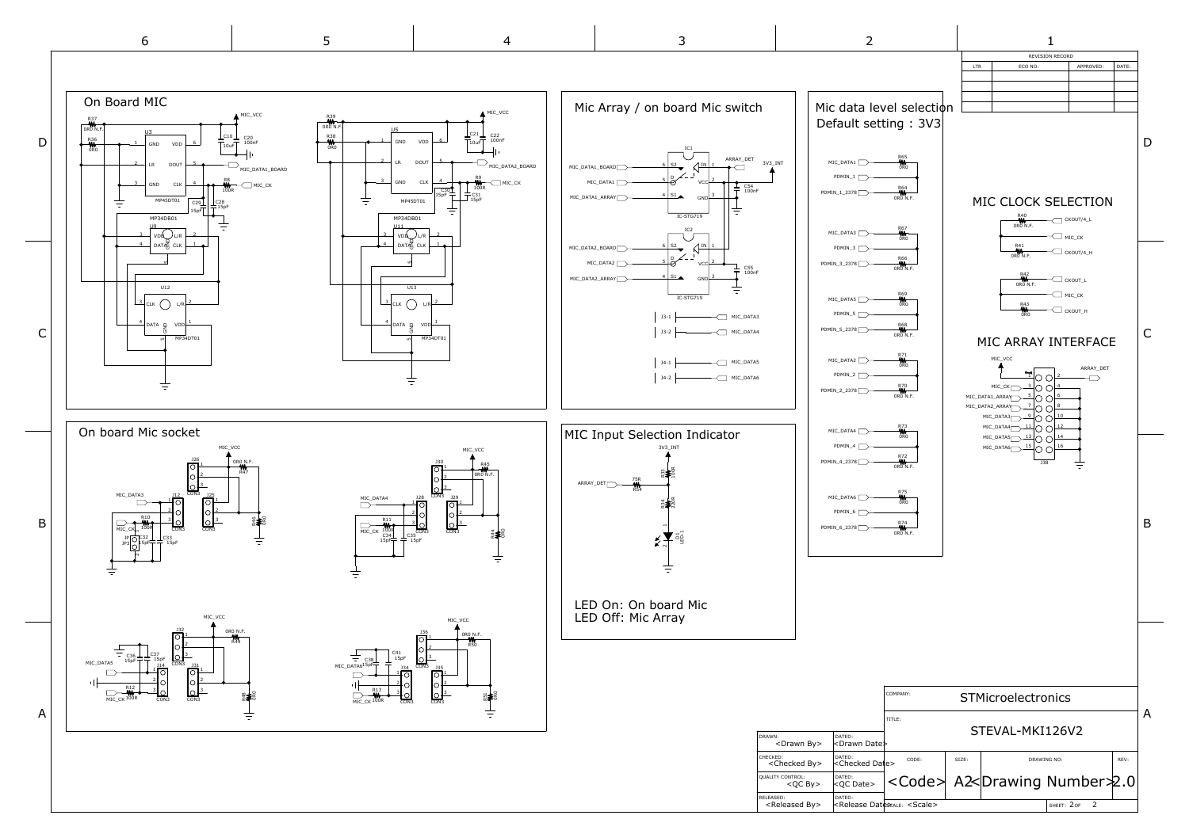## On Board MIC

## Mic Array / on board Mic switch

## Mic data level selection
Default setting : 3V3

## MIC CLOCK SELECTION

## MIC ARRAY INTERFACE

## On board Mic socket

## MIC Input Selection Indicator

LED On: On board Mic
LED Off: Mic Array

| | | | | | |
|---|---|---|---|---|---|
| COMPANY: | STMicroelectronics | | | | |
| TITLE: | STEVAL-MKI126V2 | | | | |
| DRAWN: <Drawn By> | DATED: <Drawn Date> | CODE: | SIZE: | DRAWING NO: | REV: |
| CHECKED: <Checked By> | DATED: <Checked Date> | <Code> | A2 | <Drawing Number> | 2.0 |
| QUALITY CONTROL: <QC By> | DATED: <QC Date> | | | | |
| RELEASED: <Released By> | DATED: <Release Date> | SCALE: <Scale> | | SHEET: 2 OF 2 | |